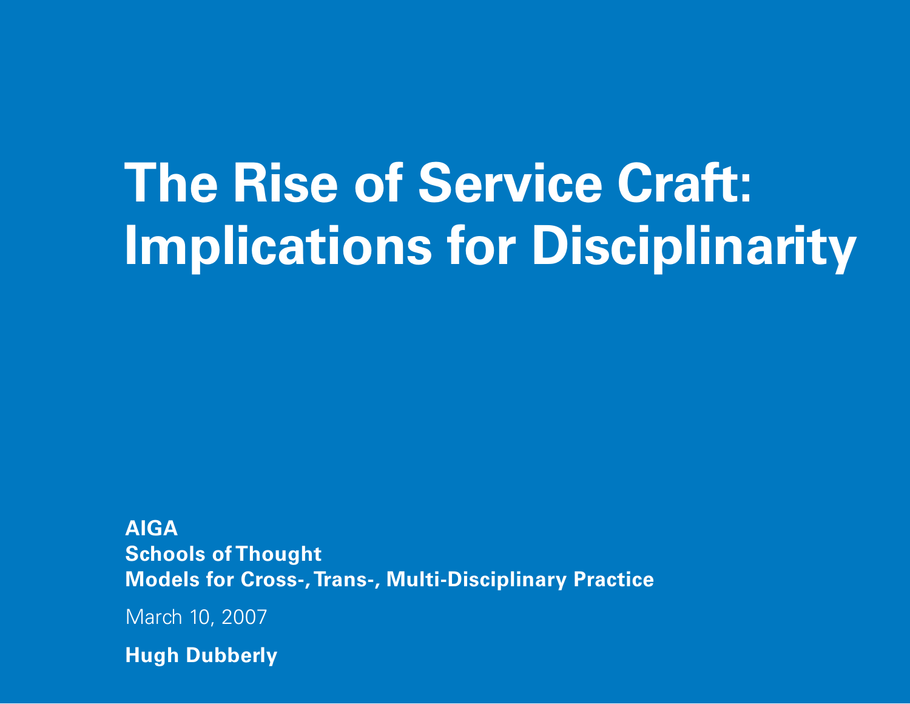# The Rise of Service Craft: Implications for Disciplinarity

**AIGA**
**Schools of Thought**
**Models for Cross-, Trans-, Multi-Disciplinary Practice**

March 10, 2007

**Hugh Dubberly**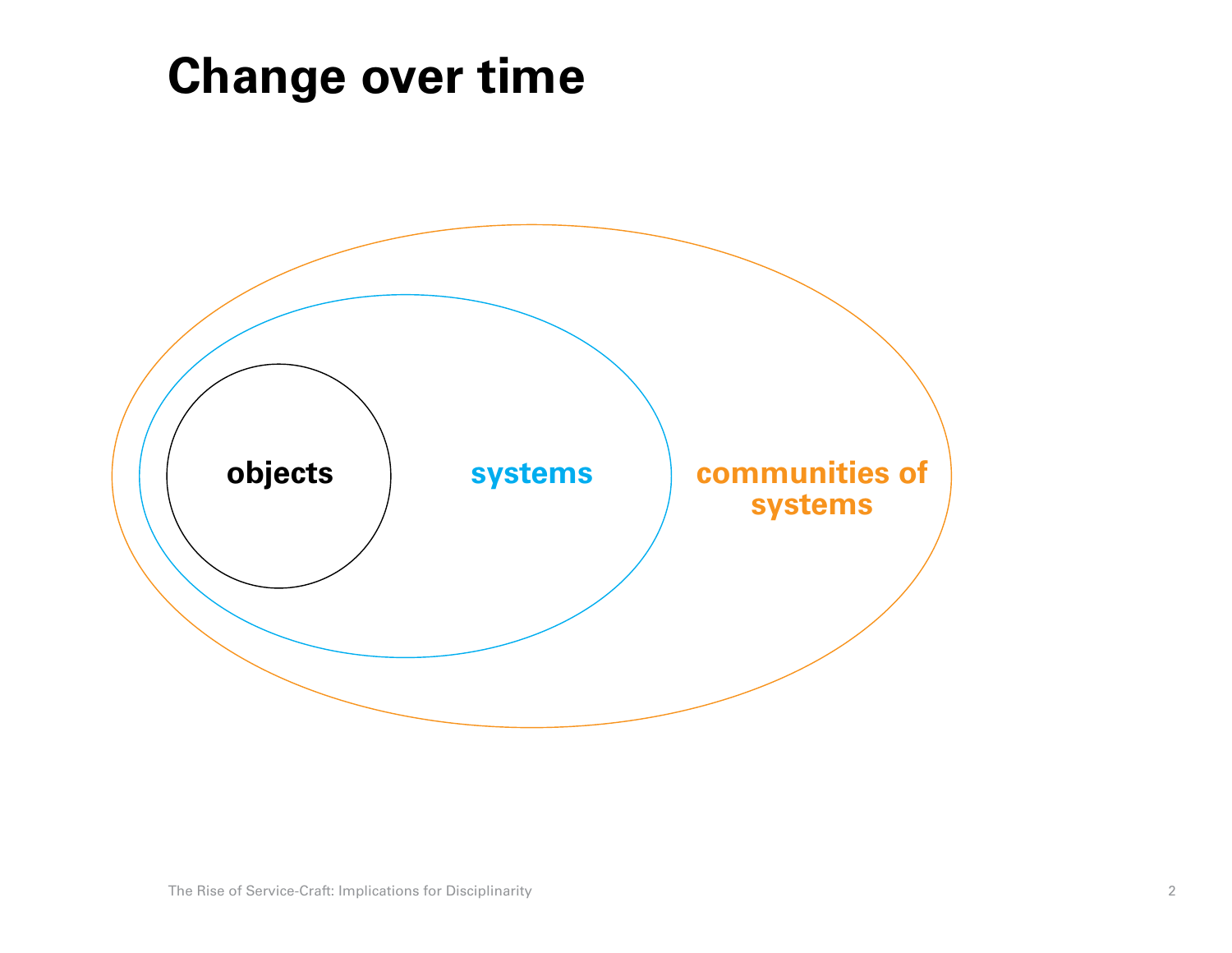# Change over time

objects

systems

communities of systems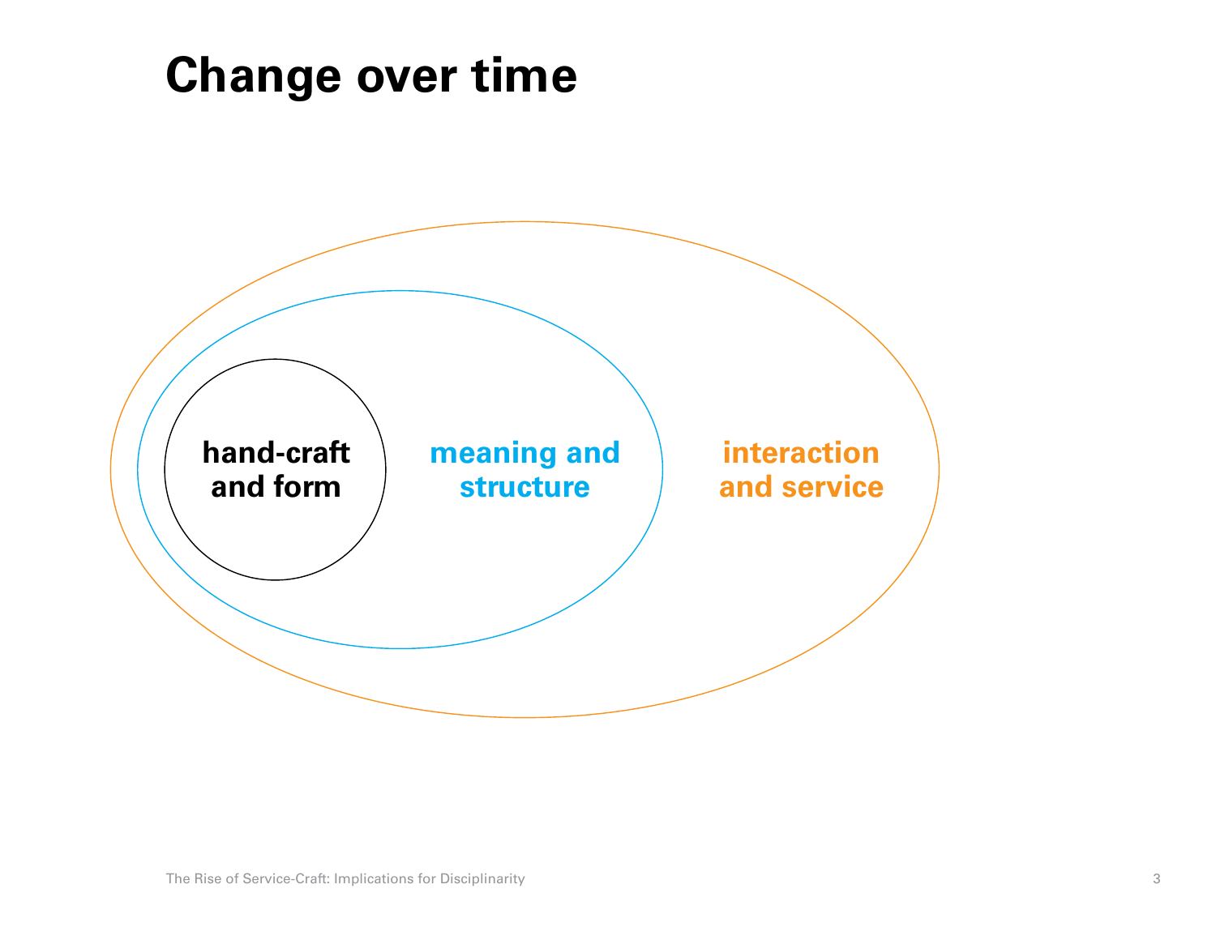# Change over time

**hand-craft and form**

**meaning and structure**

**interaction and service**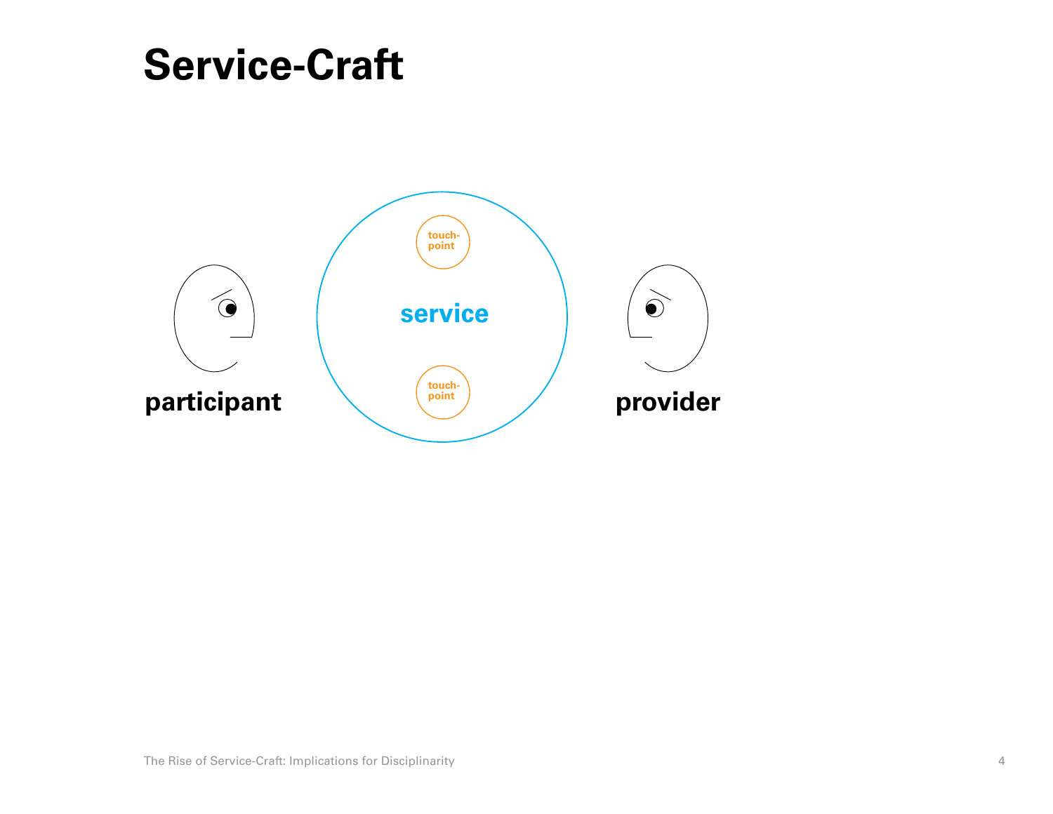# Service-Craft

participant

service

touch-point

touch-point

provider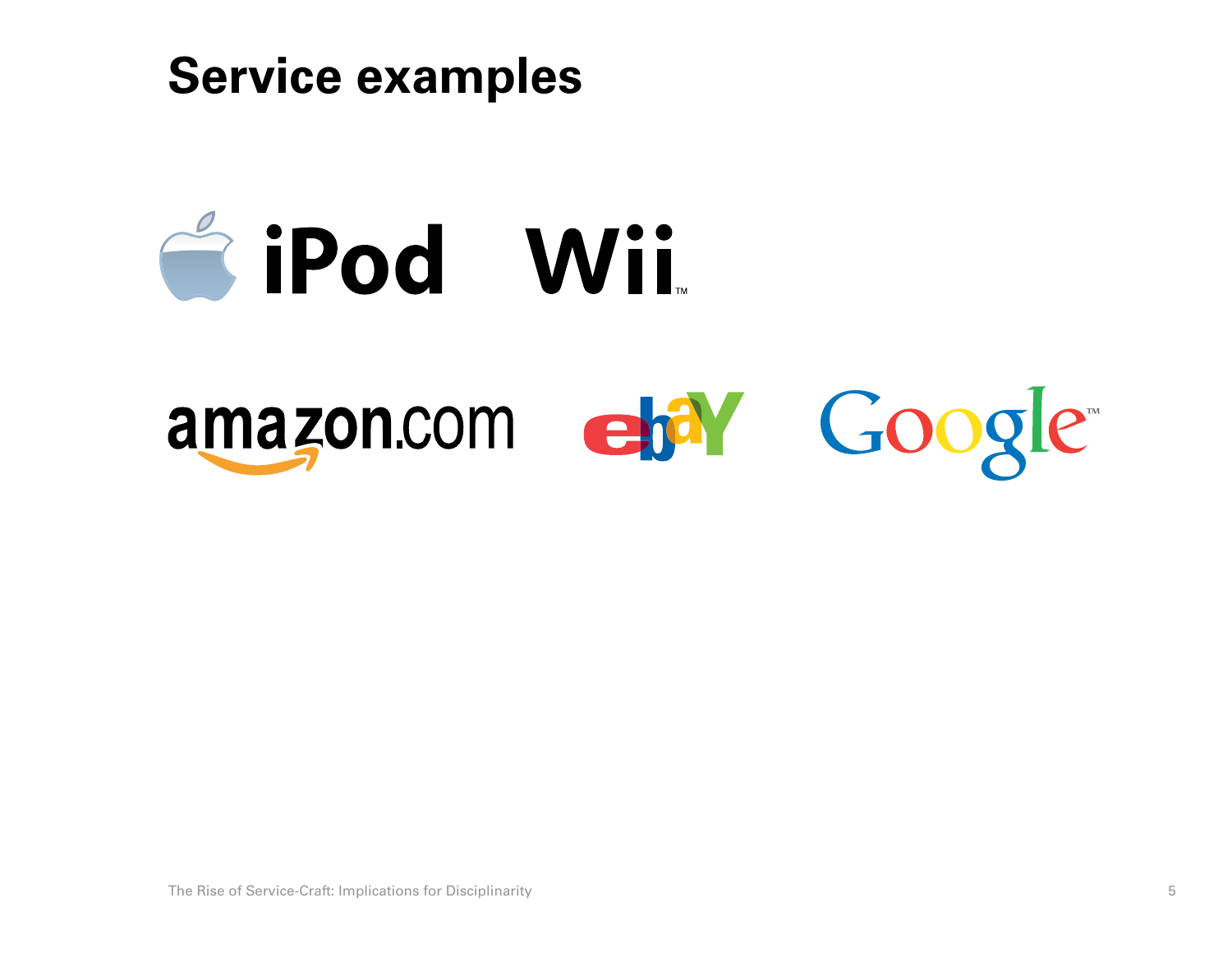# Service examples

iPod Wii™

amazon.com ebay Google™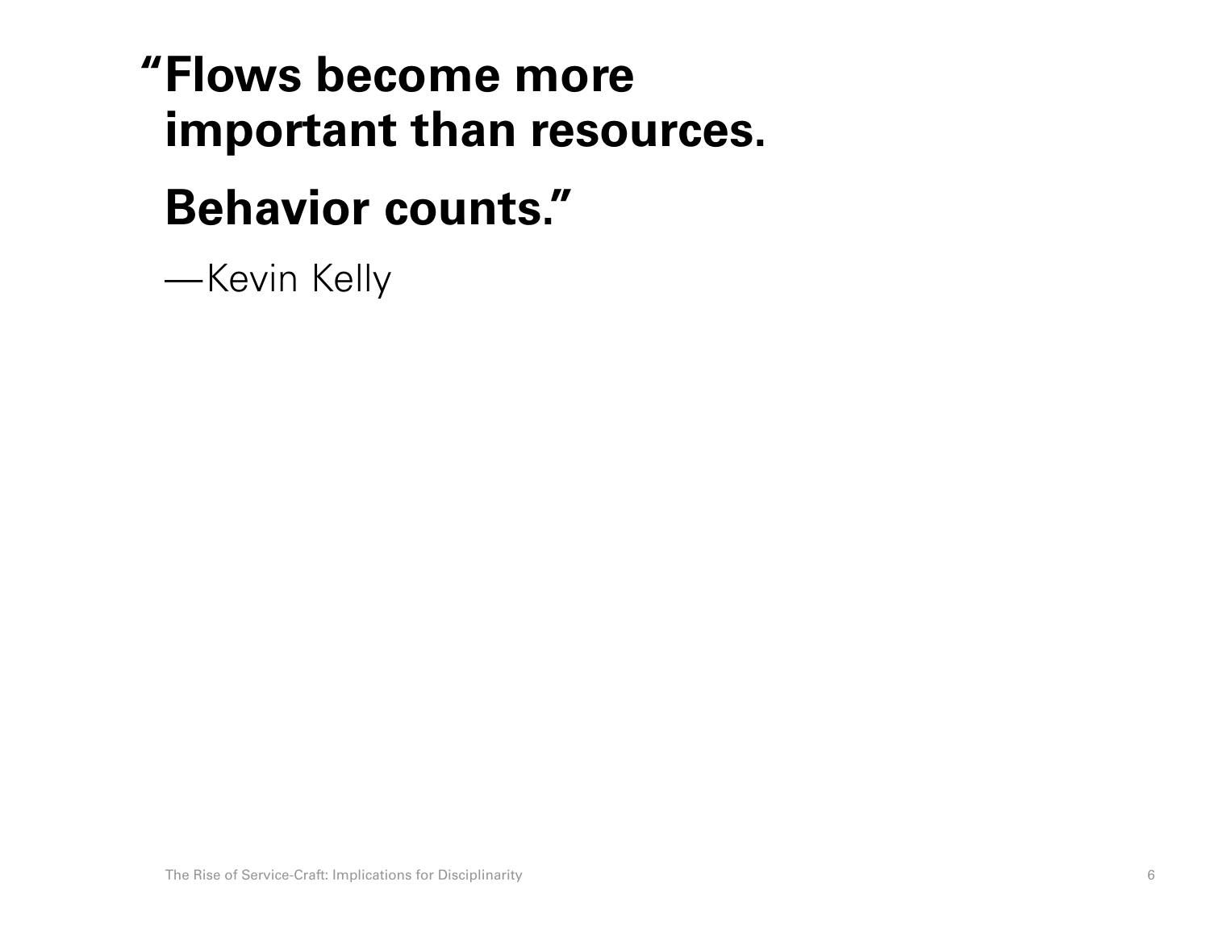**“Flows become more important than resources.**

**Behavior counts.”**

—Kevin Kelly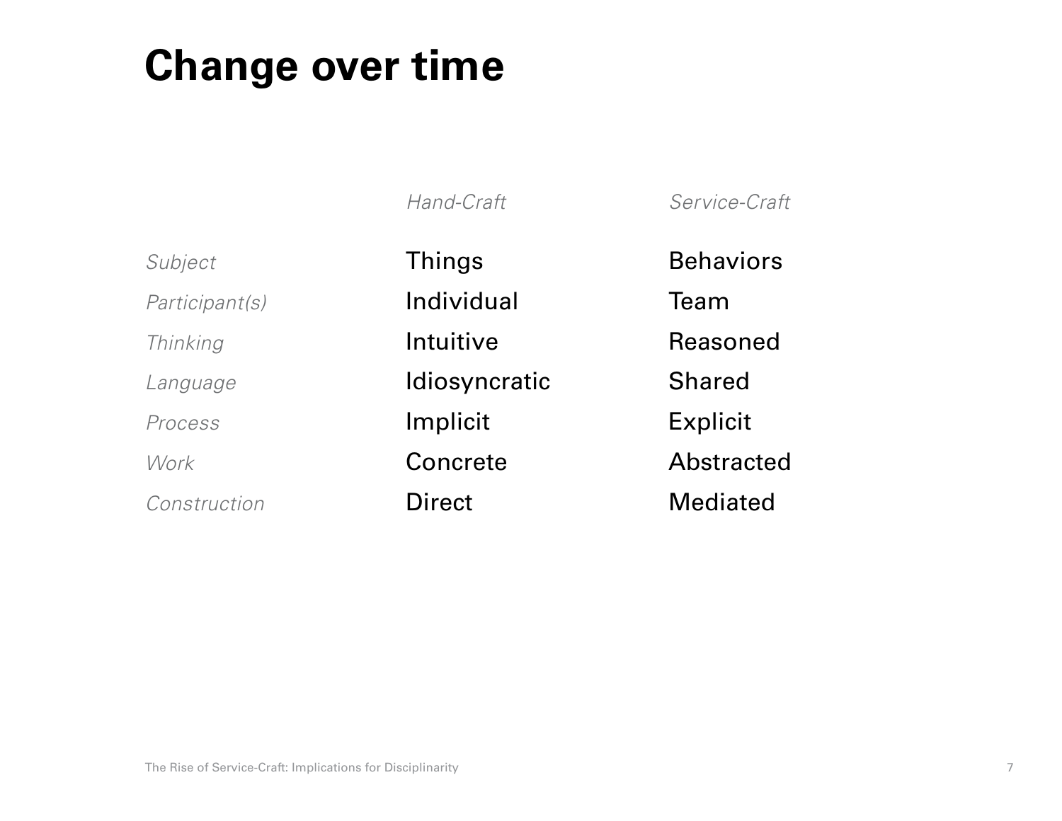# Change over time

| | *Hand-Craft* | *Service-Craft* |
|---|---|---|
| *Subject* | Things | Behaviors |
| *Participant(s)* | Individual | Team |
| *Thinking* | Intuitive | Reasoned |
| *Language* | Idiosyncratic | Shared |
| *Process* | Implicit | Explicit |
| *Work* | Concrete | Abstracted |
| *Construction* | Direct | Mediated |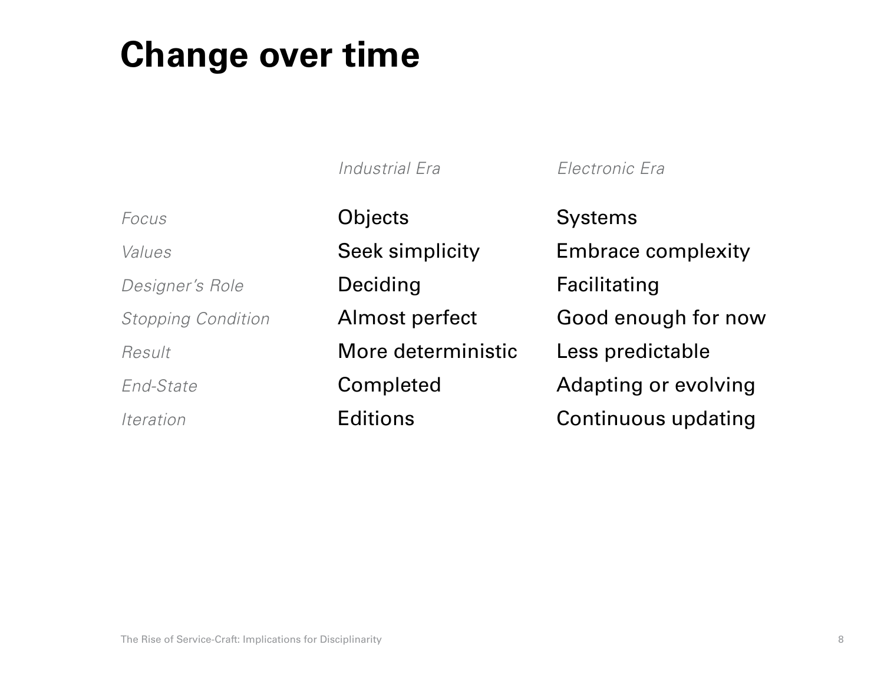# Change over time

| | *Industrial Era* | *Electronic Era* |
|---|---|---|
| *Focus* | Objects | Systems |
| *Values* | Seek simplicity | Embrace complexity |
| *Designer's Role* | Deciding | Facilitating |
| *Stopping Condition* | Almost perfect | Good enough for now |
| *Result* | More deterministic | Less predictable |
| *End-State* | Completed | Adapting or evolving |
| *Iteration* | Editions | Continuous updating |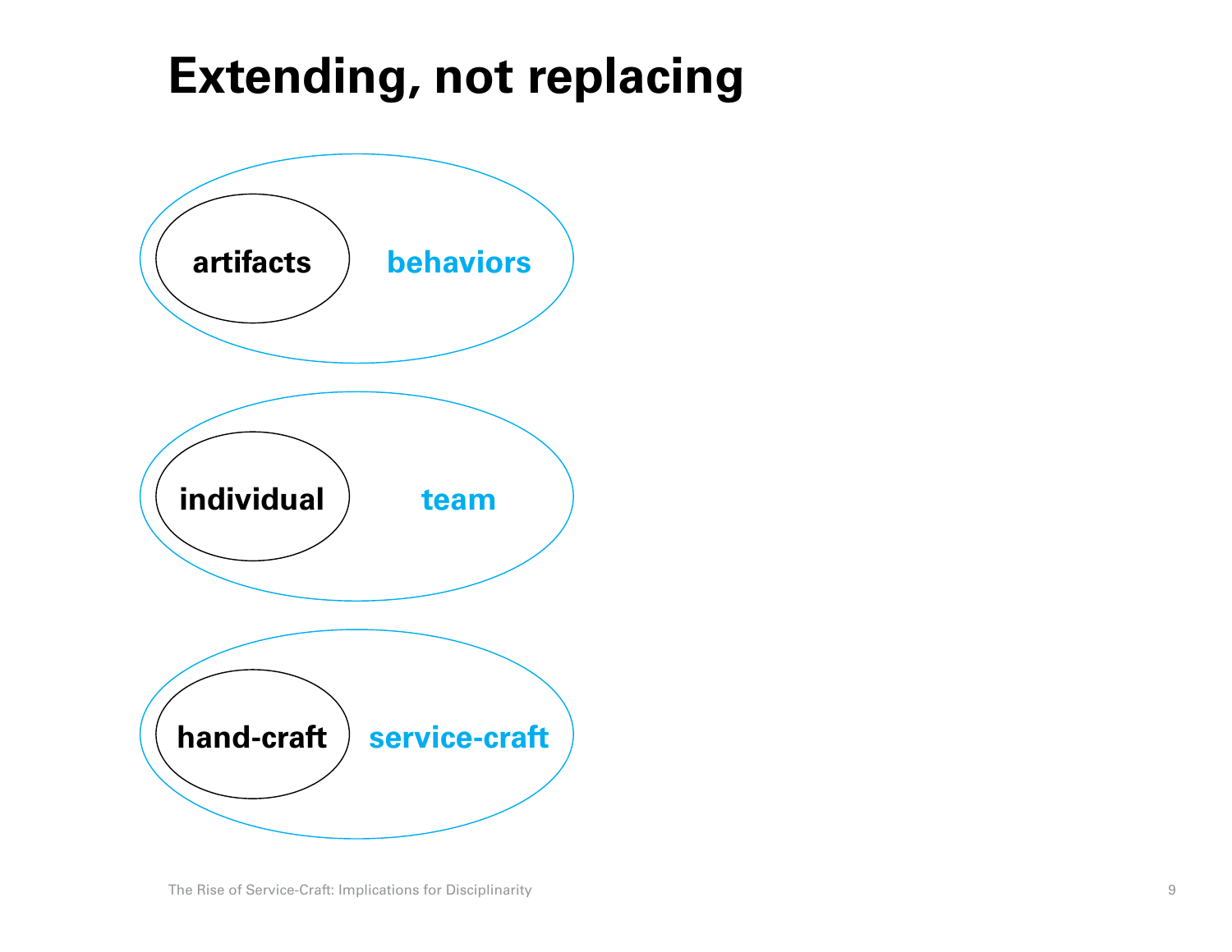# Extending, not replacing

artifacts behaviors

individual team

hand-craft service-craft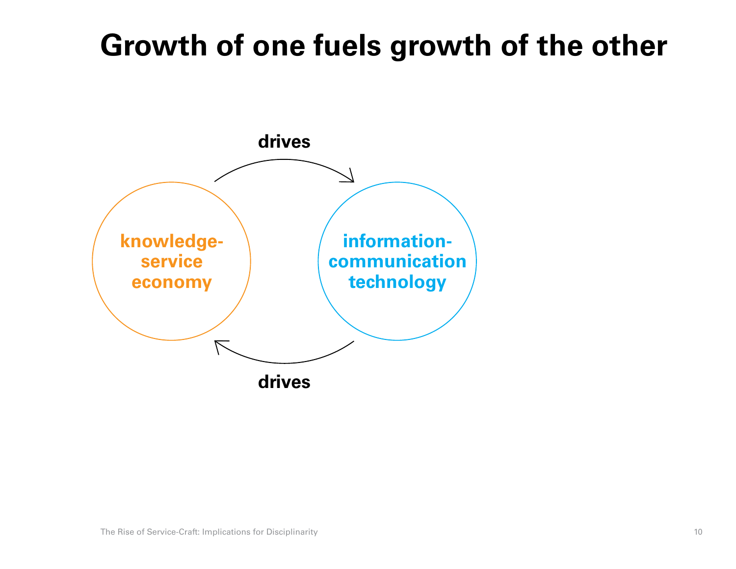# Growth of one fuels growth of the other

drives

knowledge-service economy

information-communication technology

drives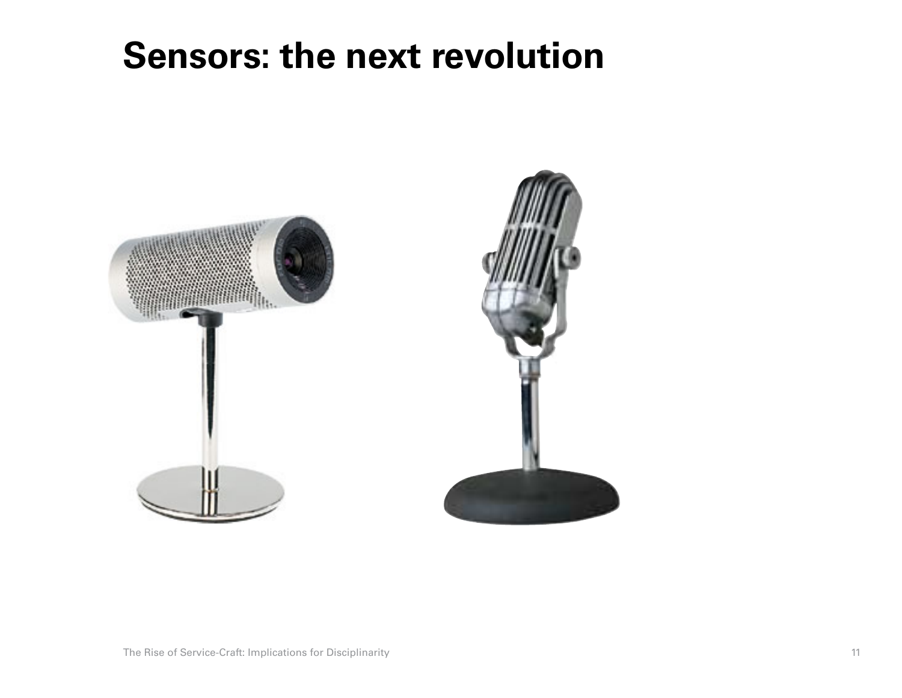# Sensors: the next revolution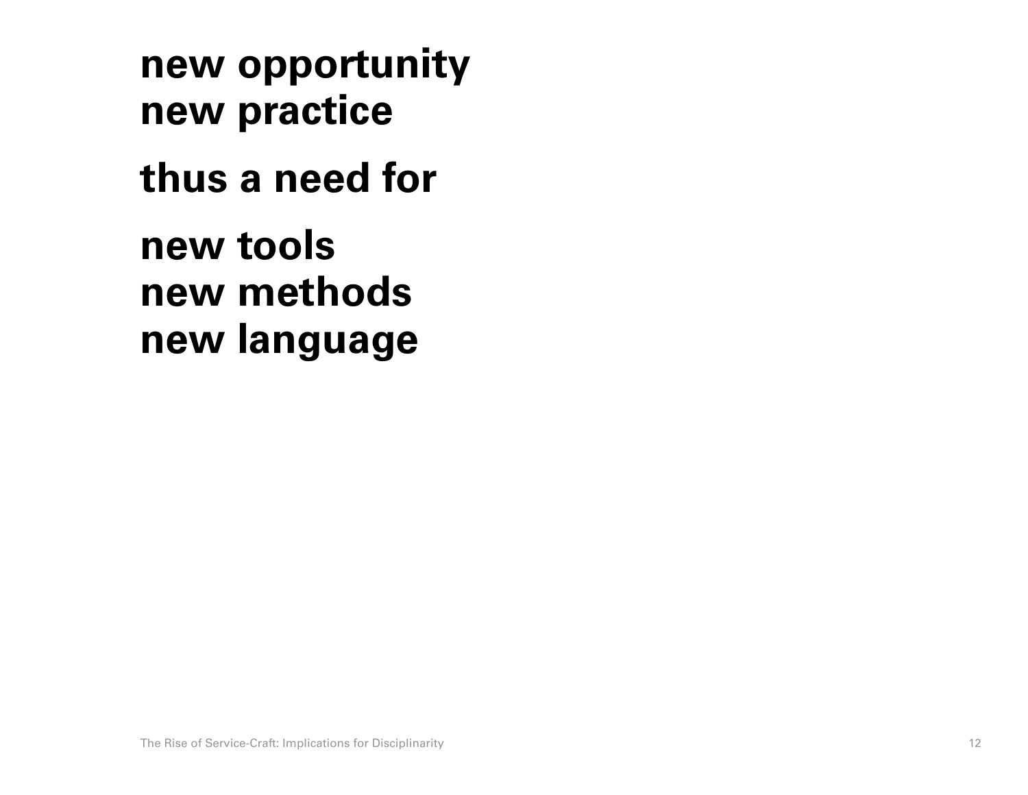**new opportunity**
**new practice**

**thus a need for**

**new tools**
**new methods**
**new language**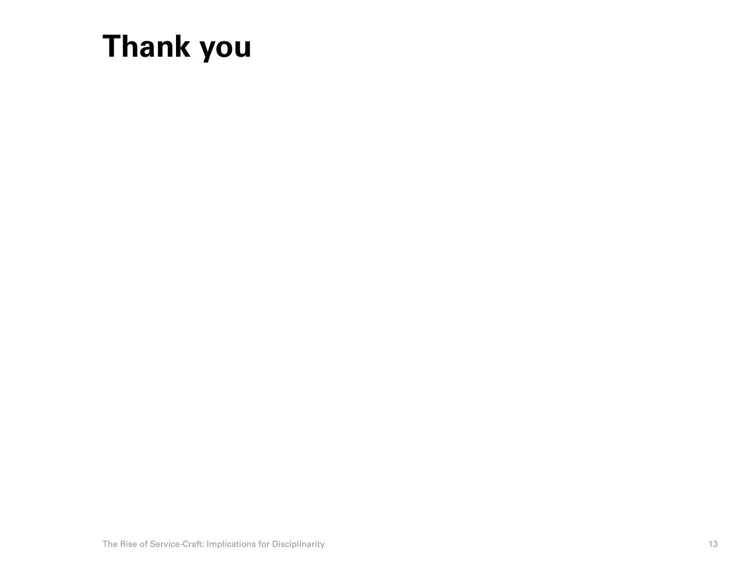# Thank you